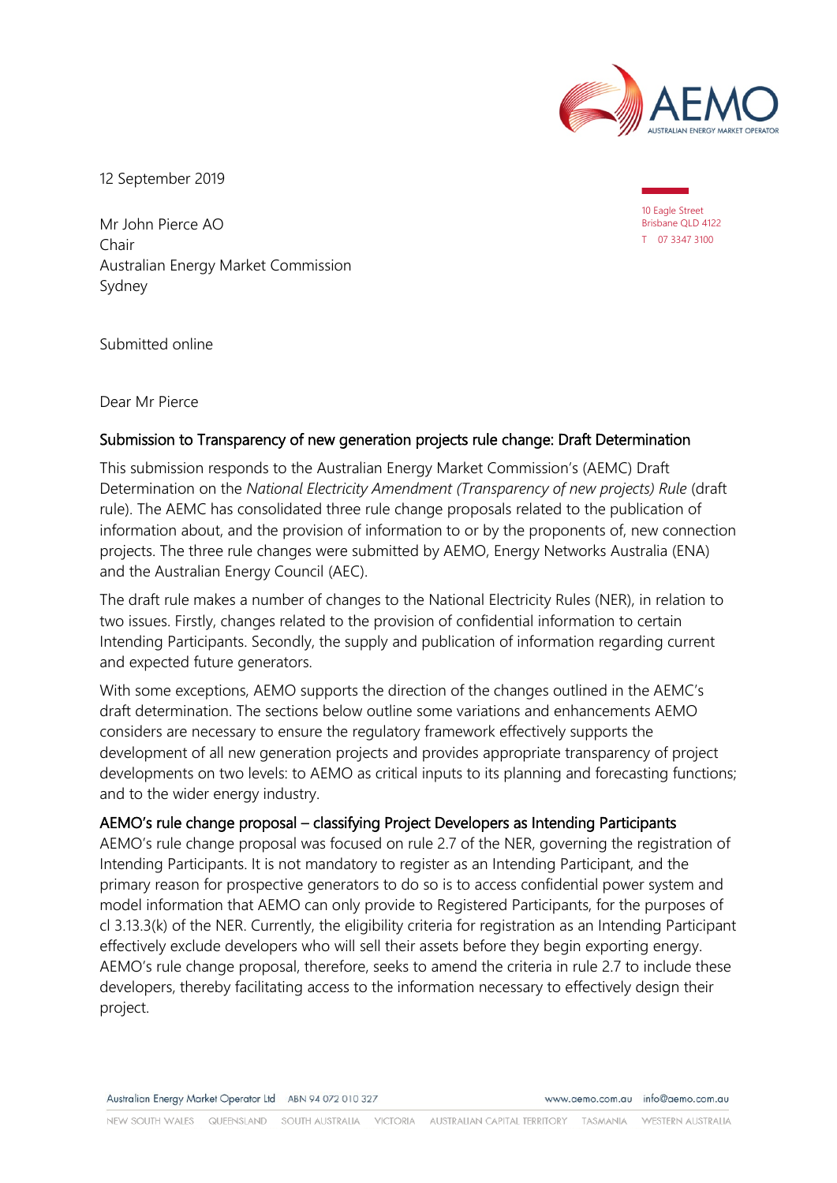12 September 2019

10 Eagle Street
Brisbane QLD 4122
T 07 3347 3100

Mr John Pierce AO
Chair
Australian Energy Market Commission
Sydney

Submitted online

Dear Mr Pierce

## Submission to Transparency of new generation projects rule change: Draft Determination

This submission responds to the Australian Energy Market Commission's (AEMC) Draft Determination on the *National Electricity Amendment (Transparency of new projects) Rule* (draft rule). The AEMC has consolidated three rule change proposals related to the publication of information about, and the provision of information to or by the proponents of, new connection projects. The three rule changes were submitted by AEMO, Energy Networks Australia (ENA) and the Australian Energy Council (AEC).

The draft rule makes a number of changes to the National Electricity Rules (NER), in relation to two issues. Firstly, changes related to the provision of confidential information to certain Intending Participants. Secondly, the supply and publication of information regarding current and expected future generators.

With some exceptions, AEMO supports the direction of the changes outlined in the AEMC's draft determination. The sections below outline some variations and enhancements AEMO considers are necessary to ensure the regulatory framework effectively supports the development of all new generation projects and provides appropriate transparency of project developments on two levels: to AEMO as critical inputs to its planning and forecasting functions; and to the wider energy industry.

### AEMO's rule change proposal – classifying Project Developers as Intending Participants

AEMO's rule change proposal was focused on rule 2.7 of the NER, governing the registration of Intending Participants. It is not mandatory to register as an Intending Participant, and the primary reason for prospective generators to do so is to access confidential power system and model information that AEMO can only provide to Registered Participants, for the purposes of cl 3.13.3(k) of the NER. Currently, the eligibility criteria for registration as an Intending Participant effectively exclude developers who will sell their assets before they begin exporting energy. AEMO's rule change proposal, therefore, seeks to amend the criteria in rule 2.7 to include these developers, thereby facilitating access to the information necessary to effectively design their project.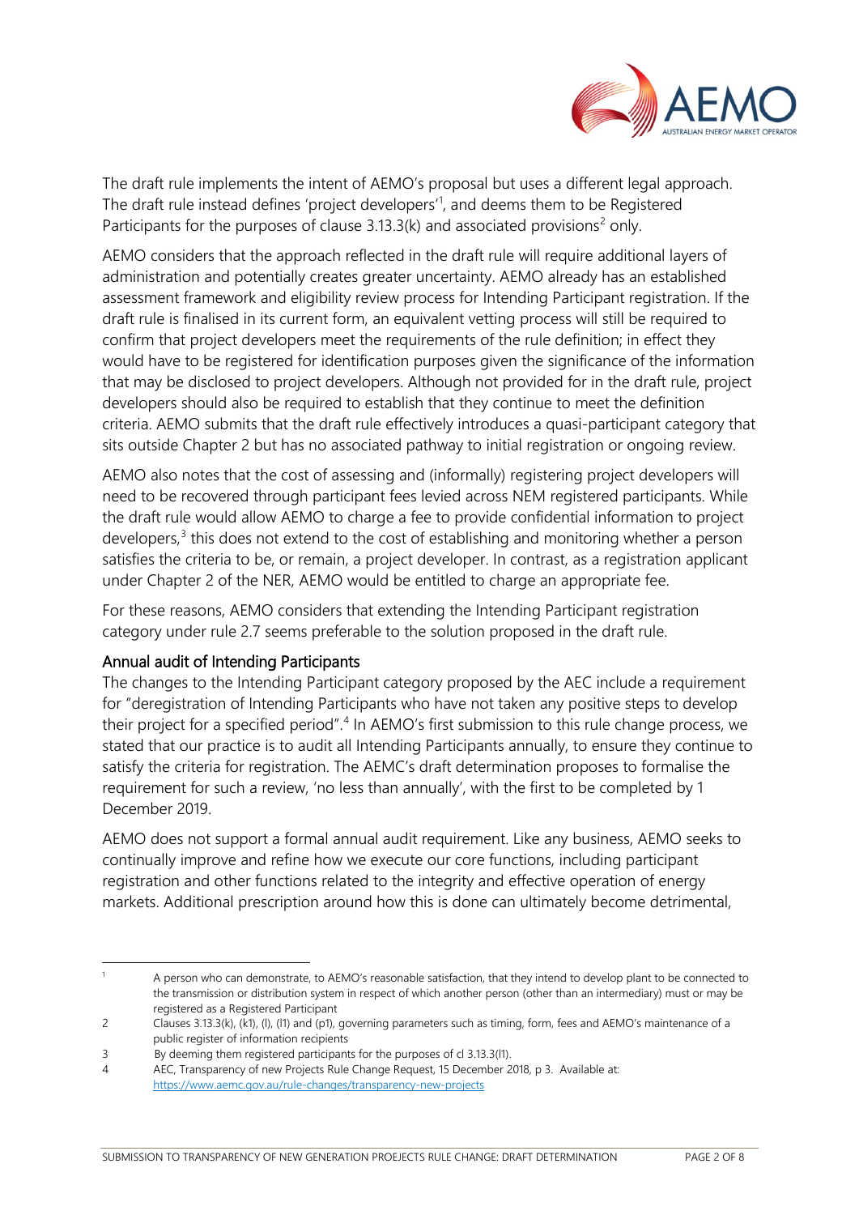The draft rule implements the intent of AEMO's proposal but uses a different legal approach. The draft rule instead defines 'project developers'[1], and deems them to be Registered Participants for the purposes of clause 3.13.3(k) and associated provisions[2] only.

AEMO considers that the approach reflected in the draft rule will require additional layers of administration and potentially creates greater uncertainty. AEMO already has an established assessment framework and eligibility review process for Intending Participant registration. If the draft rule is finalised in its current form, an equivalent vetting process will still be required to confirm that project developers meet the requirements of the rule definition; in effect they would have to be registered for identification purposes given the significance of the information that may be disclosed to project developers. Although not provided for in the draft rule, project developers should also be required to establish that they continue to meet the definition criteria. AEMO submits that the draft rule effectively introduces a quasi-participant category that sits outside Chapter 2 but has no associated pathway to initial registration or ongoing review.

AEMO also notes that the cost of assessing and (informally) registering project developers will need to be recovered through participant fees levied across NEM registered participants. While the draft rule would allow AEMO to charge a fee to provide confidential information to project developers,[3] this does not extend to the cost of establishing and monitoring whether a person satisfies the criteria to be, or remain, a project developer. In contrast, as a registration applicant under Chapter 2 of the NER, AEMO would be entitled to charge an appropriate fee.

For these reasons, AEMO considers that extending the Intending Participant registration category under rule 2.7 seems preferable to the solution proposed in the draft rule.

### Annual audit of Intending Participants

The changes to the Intending Participant category proposed by the AEC include a requirement for "deregistration of Intending Participants who have not taken any positive steps to develop their project for a specified period".[4] In AEMO's first submission to this rule change process, we stated that our practice is to audit all Intending Participants annually, to ensure they continue to satisfy the criteria for registration. The AEMC's draft determination proposes to formalise the requirement for such a review, 'no less than annually', with the first to be completed by 1 December 2019.

AEMO does not support a formal annual audit requirement. Like any business, AEMO seeks to continually improve and refine how we execute our core functions, including participant registration and other functions related to the integrity and effective operation of energy markets. Additional prescription around how this is done can ultimately become detrimental,

---

[1] A person who can demonstrate, to AEMO's reasonable satisfaction, that they intend to develop plant to be connected to the transmission or distribution system in respect of which another person (other than an intermediary) must or may be registered as a Registered Participant

[2] Clauses 3.13.3(k), (k1), (l), (l1) and (p1), governing parameters such as timing, form, fees and AEMO's maintenance of a public register of information recipients

[3] By deeming them registered participants for the purposes of cl 3.13.3(l1).

[4] AEC, Transparency of new Projects Rule Change Request, 15 December 2018, p 3. Available at: https://www.aemc.gov.au/rule-changes/transparency-new-projects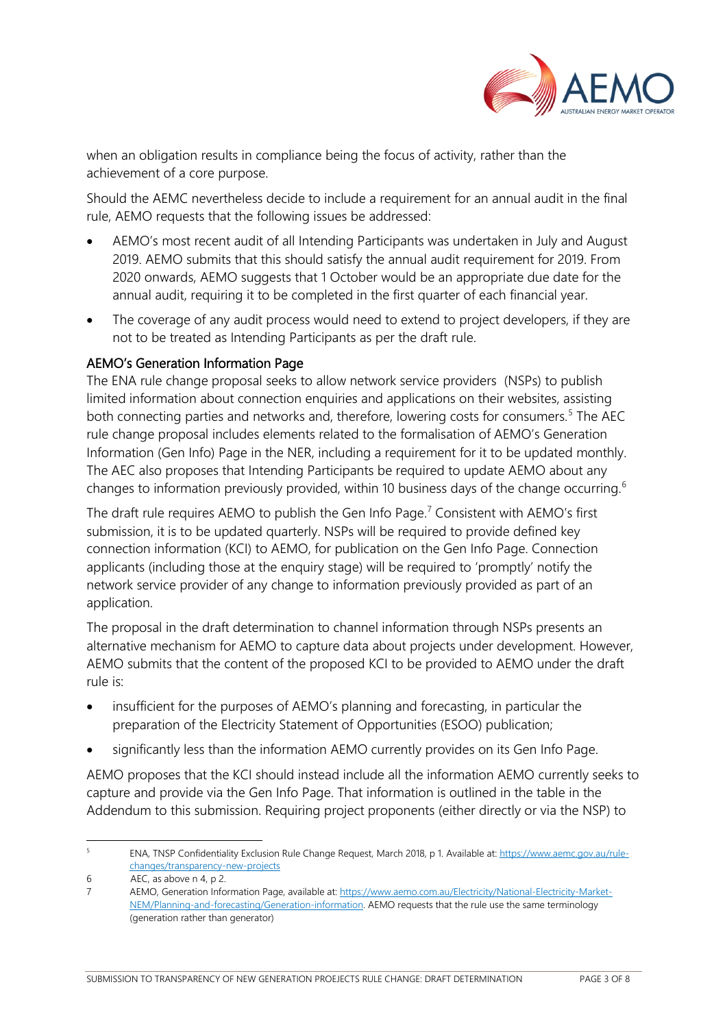when an obligation results in compliance being the focus of activity, rather than the achievement of a core purpose.

Should the AEMC nevertheless decide to include a requirement for an annual audit in the final rule, AEMO requests that the following issues be addressed:

- AEMO's most recent audit of all Intending Participants was undertaken in July and August 2019. AEMO submits that this should satisfy the annual audit requirement for 2019. From 2020 onwards, AEMO suggests that 1 October would be an appropriate due date for the annual audit, requiring it to be completed in the first quarter of each financial year.
- The coverage of any audit process would need to extend to project developers, if they are not to be treated as Intending Participants as per the draft rule.

## AEMO's Generation Information Page

The ENA rule change proposal seeks to allow network service providers (NSPs) to publish limited information about connection enquiries and applications on their websites, assisting both connecting parties and networks and, therefore, lowering costs for consumers.[5] The AEC rule change proposal includes elements related to the formalisation of AEMO's Generation Information (Gen Info) Page in the NER, including a requirement for it to be updated monthly. The AEC also proposes that Intending Participants be required to update AEMO about any changes to information previously provided, within 10 business days of the change occurring.[6]

The draft rule requires AEMO to publish the Gen Info Page.[7] Consistent with AEMO's first submission, it is to be updated quarterly. NSPs will be required to provide defined key connection information (KCI) to AEMO, for publication on the Gen Info Page. Connection applicants (including those at the enquiry stage) will be required to 'promptly' notify the network service provider of any change to information previously provided as part of an application.

The proposal in the draft determination to channel information through NSPs presents an alternative mechanism for AEMO to capture data about projects under development. However, AEMO submits that the content of the proposed KCI to be provided to AEMO under the draft rule is:

- insufficient for the purposes of AEMO's planning and forecasting, in particular the preparation of the Electricity Statement of Opportunities (ESOO) publication;
- significantly less than the information AEMO currently provides on its Gen Info Page.

AEMO proposes that the KCI should instead include all the information AEMO currently seeks to capture and provide via the Gen Info Page. That information is outlined in the table in the Addendum to this submission. Requiring project proponents (either directly or via the NSP) to

---

5 ENA, TNSP Confidentiality Exclusion Rule Change Request, March 2018, p 1. Available at: https://www.aemc.gov.au/rule-changes/transparency-new-projects

6 AEC, as above n 4, p 2.

7 AEMO, Generation Information Page, available at: https://www.aemo.com.au/Electricity/National-Electricity-Market-NEM/Planning-and-forecasting/Generation-information. AEMO requests that the rule use the same terminology (generation rather than generator)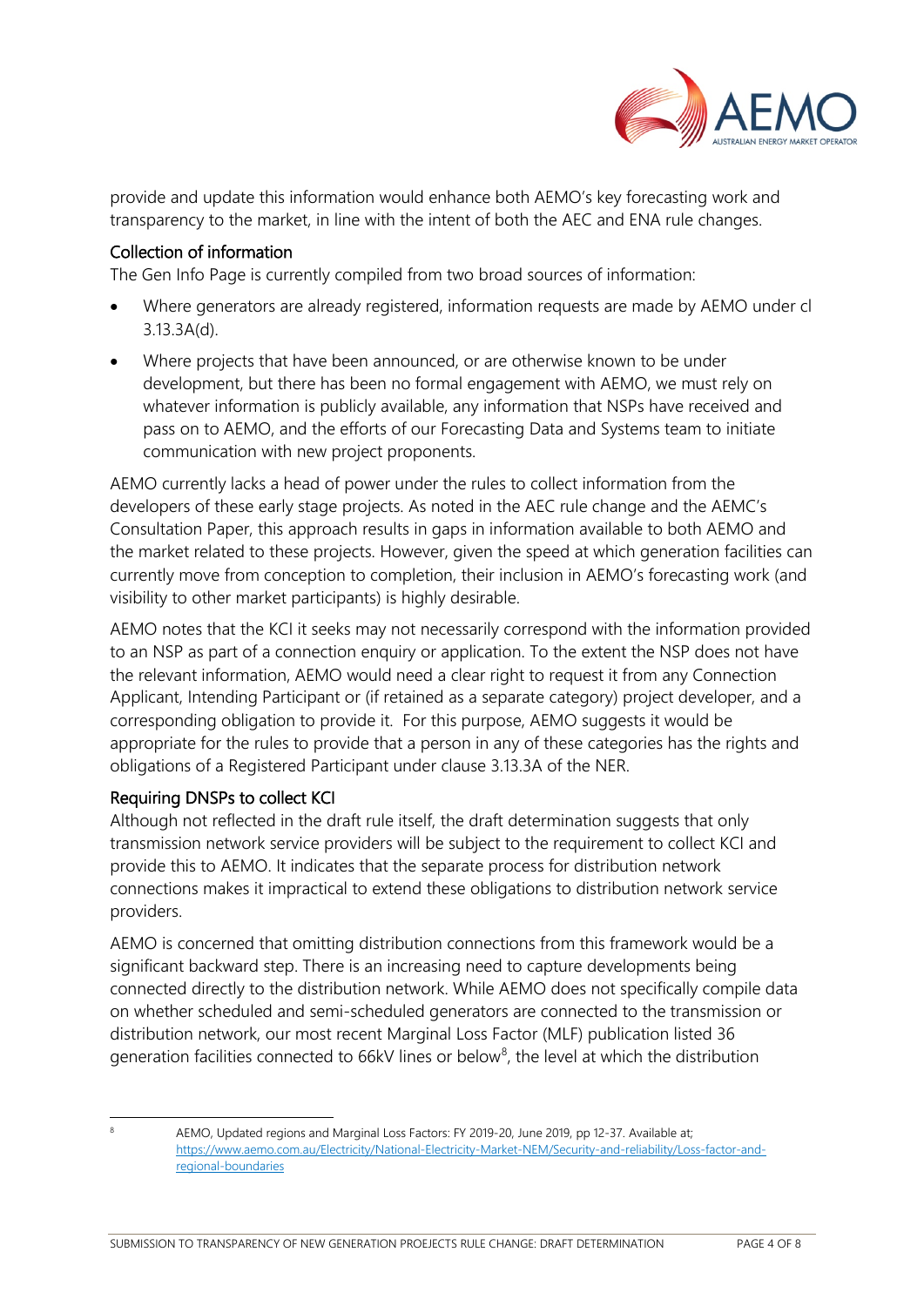provide and update this information would enhance both AEMO's key forecasting work and transparency to the market, in line with the intent of both the AEC and ENA rule changes.

### Collection of information

The Gen Info Page is currently compiled from two broad sources of information:

- Where generators are already registered, information requests are made by AEMO under cl 3.13.3A(d).
- Where projects that have been announced, or are otherwise known to be under development, but there has been no formal engagement with AEMO, we must rely on whatever information is publicly available, any information that NSPs have received and pass on to AEMO, and the efforts of our Forecasting Data and Systems team to initiate communication with new project proponents.

AEMO currently lacks a head of power under the rules to collect information from the developers of these early stage projects. As noted in the AEC rule change and the AEMC's Consultation Paper, this approach results in gaps in information available to both AEMO and the market related to these projects. However, given the speed at which generation facilities can currently move from conception to completion, their inclusion in AEMO's forecasting work (and visibility to other market participants) is highly desirable.

AEMO notes that the KCI it seeks may not necessarily correspond with the information provided to an NSP as part of a connection enquiry or application. To the extent the NSP does not have the relevant information, AEMO would need a clear right to request it from any Connection Applicant, Intending Participant or (if retained as a separate category) project developer, and a corresponding obligation to provide it. For this purpose, AEMO suggests it would be appropriate for the rules to provide that a person in any of these categories has the rights and obligations of a Registered Participant under clause 3.13.3A of the NER.

### Requiring DNSPs to collect KCI

Although not reflected in the draft rule itself, the draft determination suggests that only transmission network service providers will be subject to the requirement to collect KCI and provide this to AEMO. It indicates that the separate process for distribution network connections makes it impractical to extend these obligations to distribution network service providers.

AEMO is concerned that omitting distribution connections from this framework would be a significant backward step. There is an increasing need to capture developments being connected directly to the distribution network. While AEMO does not specifically compile data on whether scheduled and semi-scheduled generators are connected to the transmission or distribution network, our most recent Marginal Loss Factor (MLF) publication listed 36 generation facilities connected to 66kV lines or below[8], the level at which the distribution

---

[8] AEMO, Updated regions and Marginal Loss Factors: FY 2019-20, June 2019, pp 12-37. Available at; https://www.aemo.com.au/Electricity/National-Electricity-Market-NEM/Security-and-reliability/Loss-factor-and-regional-boundaries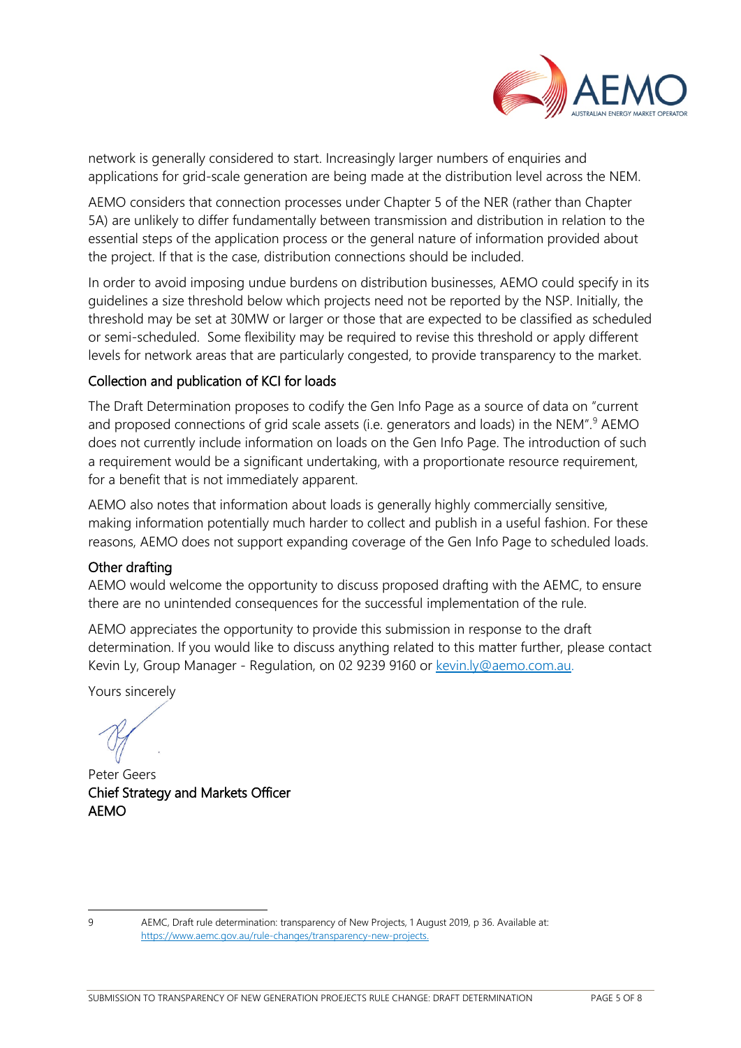network is generally considered to start. Increasingly larger numbers of enquiries and applications for grid-scale generation are being made at the distribution level across the NEM.

AEMO considers that connection processes under Chapter 5 of the NER (rather than Chapter 5A) are unlikely to differ fundamentally between transmission and distribution in relation to the essential steps of the application process or the general nature of information provided about the project. If that is the case, distribution connections should be included.

In order to avoid imposing undue burdens on distribution businesses, AEMO could specify in its guidelines a size threshold below which projects need not be reported by the NSP. Initially, the threshold may be set at 30MW or larger or those that are expected to be classified as scheduled or semi-scheduled. Some flexibility may be required to revise this threshold or apply different levels for network areas that are particularly congested, to provide transparency to the market.

### Collection and publication of KCI for loads

The Draft Determination proposes to codify the Gen Info Page as a source of data on "current and proposed connections of grid scale assets (i.e. generators and loads) in the NEM".[9] AEMO does not currently include information on loads on the Gen Info Page. The introduction of such a requirement would be a significant undertaking, with a proportionate resource requirement, for a benefit that is not immediately apparent.

AEMO also notes that information about loads is generally highly commercially sensitive, making information potentially much harder to collect and publish in a useful fashion. For these reasons, AEMO does not support expanding coverage of the Gen Info Page to scheduled loads.

### Other drafting

AEMO would welcome the opportunity to discuss proposed drafting with the AEMC, to ensure there are no unintended consequences for the successful implementation of the rule.

AEMO appreciates the opportunity to provide this submission in response to the draft determination. If you would like to discuss anything related to this matter further, please contact Kevin Ly, Group Manager - Regulation, on 02 9239 9160 or kevin.ly@aemo.com.au.

Yours sincerely

Peter Geers
Chief Strategy and Markets Officer
AEMO

---

9 AEMC, Draft rule determination: transparency of New Projects, 1 August 2019, p 36. Available at: https://www.aemc.gov.au/rule-changes/transparency-new-projects.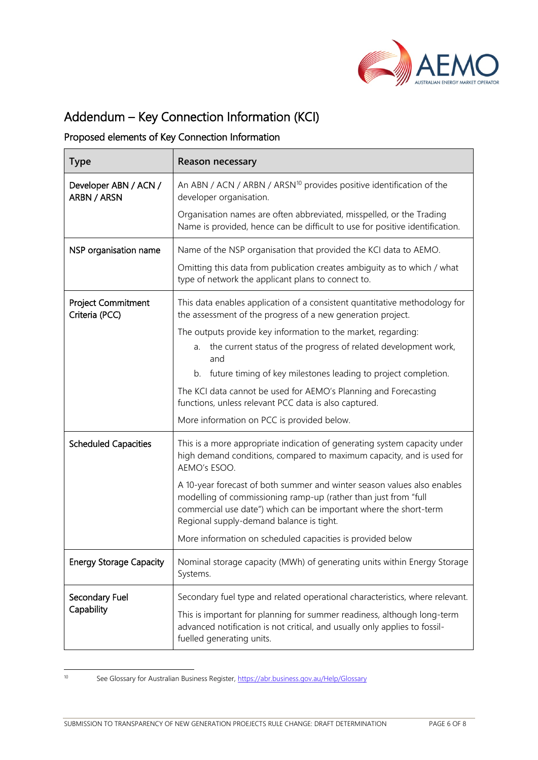# Addendum – Key Connection Information (KCI)

## Proposed elements of Key Connection Information

| Type | Reason necessary |
|---|---|
| Developer ABN / ACN / ARBN / ARSN | An ABN / ACN / ARBN / ARSN[10] provides positive identification of the developer organisation.<br><br>Organisation names are often abbreviated, misspelled, or the Trading Name is provided, hence can be difficult to use for positive identification. |
| NSP organisation name | Name of the NSP organisation that provided the KCI data to AEMO.<br><br>Omitting this data from publication creates ambiguity as to which / what type of network the applicant plans to connect to. |
| Project Commitment Criteria (PCC) | This data enables application of a consistent quantitative methodology for the assessment of the progress of a new generation project.<br><br>The outputs provide key information to the market, regarding:<br>a. the current status of the progress of related development work, and<br>b. future timing of key milestones leading to project completion.<br><br>The KCI data cannot be used for AEMO's Planning and Forecasting functions, unless relevant PCC data is also captured.<br><br>More information on PCC is provided below. |
| Scheduled Capacities | This is a more appropriate indication of generating system capacity under high demand conditions, compared to maximum capacity, and is used for AEMO's ESOO.<br><br>A 10-year forecast of both summer and winter season values also enables modelling of commissioning ramp-up (rather than just from "full commercial use date") which can be important where the short-term Regional supply-demand balance is tight.<br><br>More information on scheduled capacities is provided below |
| Energy Storage Capacity | Nominal storage capacity (MWh) of generating units within Energy Storage Systems. |
| Secondary Fuel Capability | Secondary fuel type and related operational characteristics, where relevant.<br><br>This is important for planning for summer readiness, although long-term advanced notification is not critical, and usually only applies to fossil-fuelled generating units. |

[10] See Glossary for Australian Business Register, https://abr.business.gov.au/Help/Glossary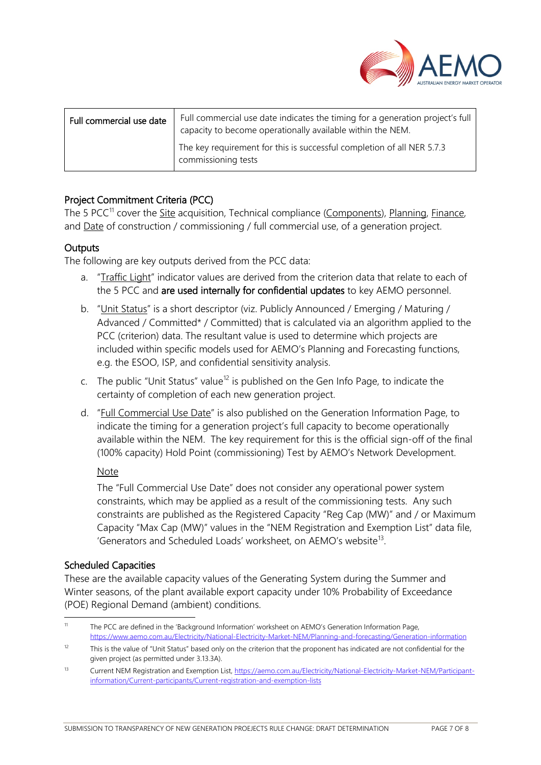| Full commercial use date | Full commercial use date indicates the timing for a generation project's full capacity to become operationally available within the NEM.<br><br>The key requirement for this is successful completion of all NER 5.7.3 commissioning tests |
|---|---|

### Project Commitment Criteria (PCC)

The 5 PCC[11] cover the Site acquisition, Technical compliance (Components), Planning, Finance, and Date of construction / commissioning / full commercial use, of a generation project.

### Outputs

The following are key outputs derived from the PCC data:

a. "Traffic Light" indicator values are derived from the criterion data that relate to each of the 5 PCC and **are used internally for confidential updates** to key AEMO personnel.

b. "Unit Status" is a short descriptor (viz. Publicly Announced / Emerging / Maturing / Advanced / Committed* / Committed) that is calculated via an algorithm applied to the PCC (criterion) data. The resultant value is used to determine which projects are included within specific models used for AEMO's Planning and Forecasting functions, e.g. the ESOO, ISP, and confidential sensitivity analysis.

c. The public "Unit Status" value[12] is published on the Gen Info Page, to indicate the certainty of completion of each new generation project.

d. "Full Commercial Use Date" is also published on the Generation Information Page, to indicate the timing for a generation project's full capacity to become operationally available within the NEM. The key requirement for this is the official sign-off of the final (100% capacity) Hold Point (commissioning) Test by AEMO's Network Development.

   Note

   The "Full Commercial Use Date" does not consider any operational power system constraints, which may be applied as a result of the commissioning tests. Any such constraints are published as the Registered Capacity "Reg Cap (MW)" and / or Maximum Capacity "Max Cap (MW)" values in the "NEM Registration and Exemption List" data file, 'Generators and Scheduled Loads' worksheet, on AEMO's website[13].

### Scheduled Capacities

These are the available capacity values of the Generating System during the Summer and Winter seasons, of the plant available export capacity under 10% Probability of Exceedance (POE) Regional Demand (ambient) conditions.

---

[11] The PCC are defined in the 'Background Information' worksheet on AEMO's Generation Information Page, https://www.aemo.com.au/Electricity/National-Electricity-Market-NEM/Planning-and-forecasting/Generation-information

[12] This is the value of "Unit Status" based only on the criterion that the proponent has indicated are not confidential for the given project (as permitted under 3.13.3A).

[13] Current NEM Registration and Exemption List, https://aemo.com.au/Electricity/National-Electricity-Market-NEM/Participant-information/Current-participants/Current-registration-and-exemption-lists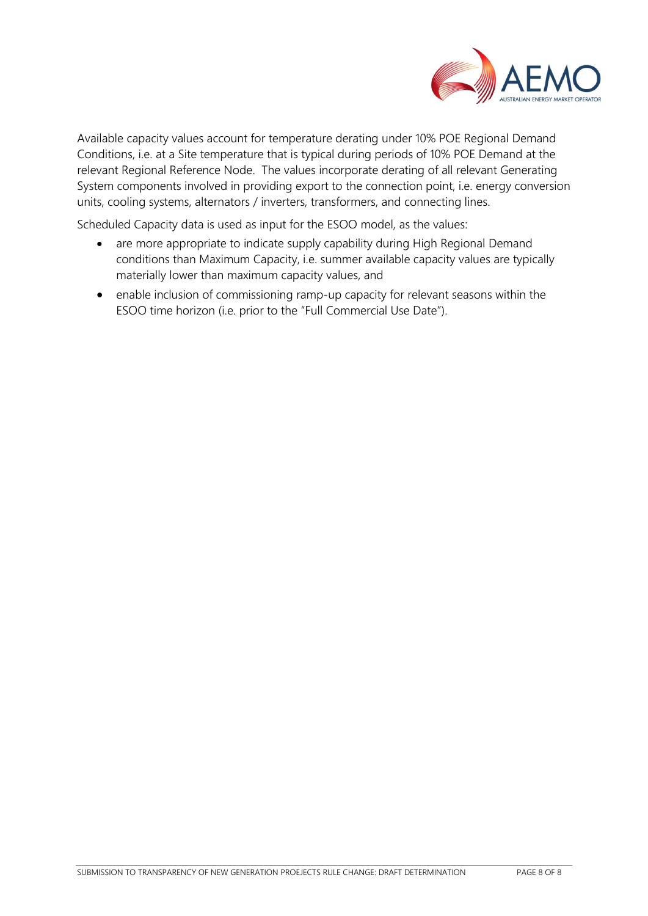Available capacity values account for temperature derating under 10% POE Regional Demand Conditions, i.e. at a Site temperature that is typical during periods of 10% POE Demand at the relevant Regional Reference Node. The values incorporate derating of all relevant Generating System components involved in providing export to the connection point, i.e. energy conversion units, cooling systems, alternators / inverters, transformers, and connecting lines.

Scheduled Capacity data is used as input for the ESOO model, as the values:

- are more appropriate to indicate supply capability during High Regional Demand conditions than Maximum Capacity, i.e. summer available capacity values are typically materially lower than maximum capacity values, and
- enable inclusion of commissioning ramp-up capacity for relevant seasons within the ESOO time horizon (i.e. prior to the "Full Commercial Use Date").